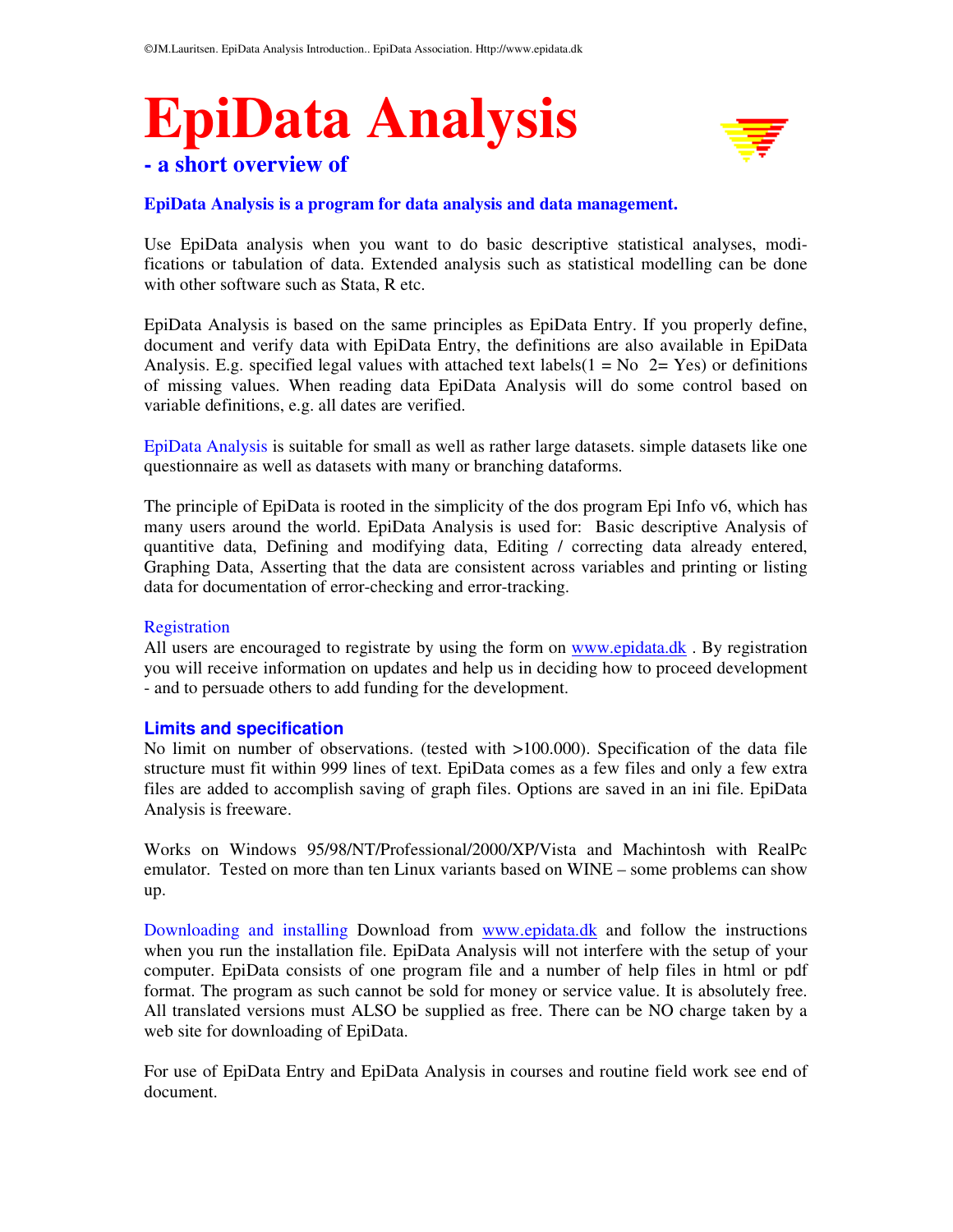# EpiData Analysis

## - a short overview of

**EpiData Analysis is a program for data analysis and data management.**

Use EpiData analysis when you want to do basic descriptive statistical analyses, modifications or tabulation of data. Extended analysis such as statistical modelling can be done with other software such as Stata, R etc.

EpiData Analysis is based on the same principles as EpiData Entry. If you properly define, document and verify data with EpiData Entry, the definitions are also available in EpiData Analysis. E.g. specified legal values with attached text labels(1 = No  2= Yes) or definitions of missing values. When reading data EpiData Analysis will do some control based on variable definitions, e.g. all dates are verified.

EpiData Analysis is suitable for small as well as rather large datasets. simple datasets like one questionnaire as well as datasets with many or branching dataforms.

The principle of EpiData is rooted in the simplicity of the dos program Epi Info v6, which has many users around the world. EpiData Analysis is used for:  Basic descriptive Analysis of quantitive data, Defining and modifying data, Editing / correcting data already entered, Graphing Data, Asserting that the data are consistent across variables and printing or listing data for documentation of error-checking and error-tracking.

Registration
All users are encouraged to registrate by using the form on www.epidata.dk . By registration you will receive information on updates and help us in deciding how to proceed development - and to persuade others to add funding for the development.

### Limits and specification

No limit on number of observations. (tested with >100.000). Specification of the data file structure must fit within 999 lines of text. EpiData comes as a few files and only a few extra files are added to accomplish saving of graph files. Options are saved in an ini file. EpiData Analysis is freeware.

Works on Windows 95/98/NT/Professional/2000/XP/Vista and Machintosh with RealPc emulator.  Tested on more than ten Linux variants based on WINE – some problems can show up.

Downloading and installing Download from www.epidata.dk and follow the instructions when you run the installation file. EpiData Analysis will not interfere with the setup of your computer. EpiData consists of one program file and a number of help files in html or pdf format. The program as such cannot be sold for money or service value. It is absolutely free. All translated versions must ALSO be supplied as free. There can be NO charge taken by a web site for downloading of EpiData.

For use of EpiData Entry and EpiData Analysis in courses and routine field work see end of document.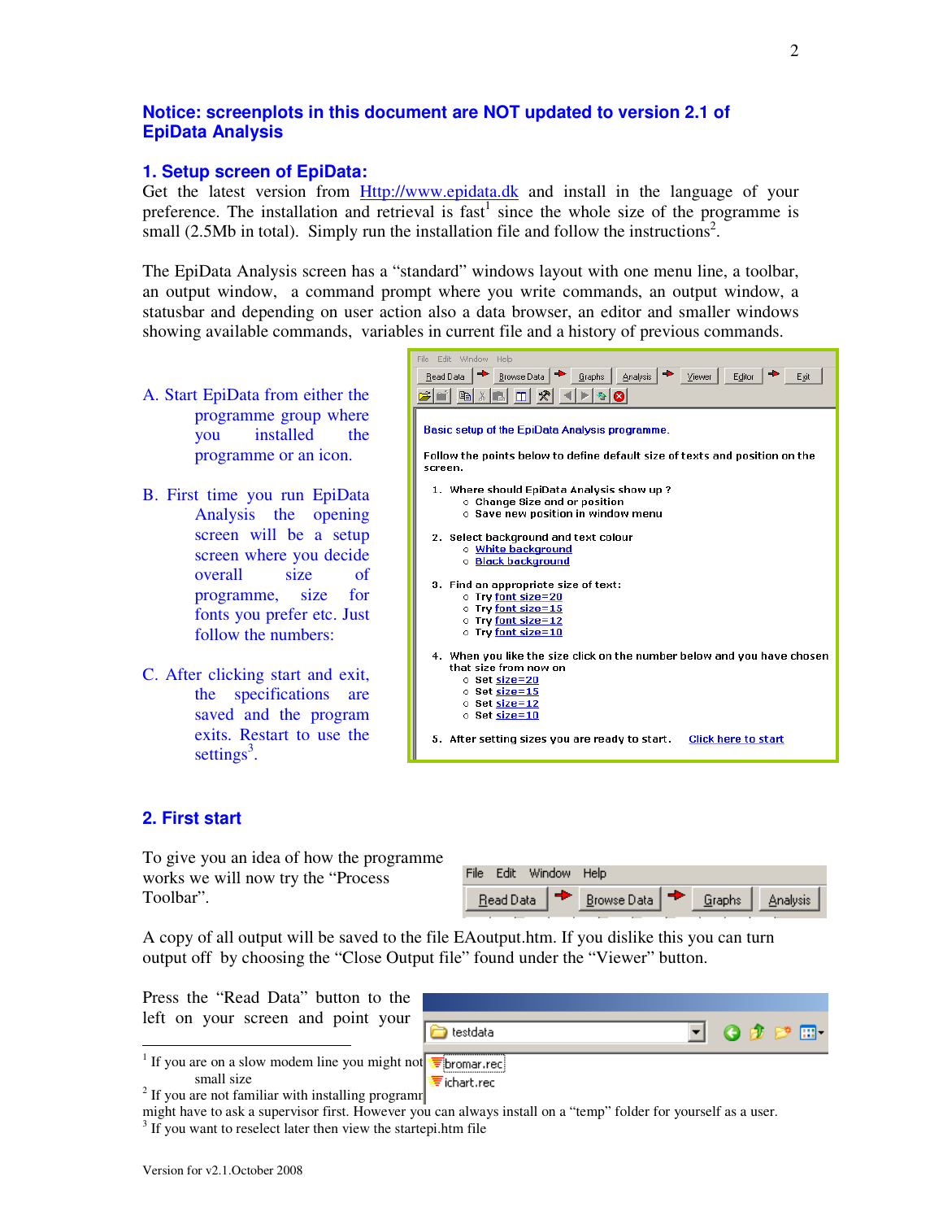**Notice: screenplots in this document are NOT updated to version 2.1 of EpiData Analysis**

## 1. Setup screen of EpiData:

Get the latest version from Http://www.epidata.dk and install in the language of your preference. The installation and retrieval is fast[1] since the whole size of the programme is small (2.5Mb in total). Simply run the installation file and follow the instructions[2].

The EpiData Analysis screen has a "standard" windows layout with one menu line, a toolbar, an output window, a command prompt where you write commands, an output window, a statusbar and depending on user action also a data browser, an editor and smaller windows showing available commands, variables in current file and a history of previous commands.

A. Start EpiData from either the programme group where you installed the programme or an icon.

B. First time you run EpiData Analysis the opening screen will be a setup screen where you decide overall size of programme, size for fonts you prefer etc. Just follow the numbers:

C. After clicking start and exit, the specifications are saved and the program exits. Restart to use the settings[3].

## 2. First start

To give you an idea of how the programme works we will now try the "Process Toolbar".

A copy of all output will be saved to the file EAoutput.htm. If you dislike this you can turn output off by choosing the "Close Output file" found under the "Viewer" button.

Press the "Read Data" button to the left on your screen and point your

---

[1] If you are on a slow modem line you might not small size

[2] If you are not familiar with installing programm might have to ask a supervisor first. However you can always install on a "temp" folder for yourself as a user.

[3] If you want to reselect later then view the startepi.htm file

Version for v2.1.October 2008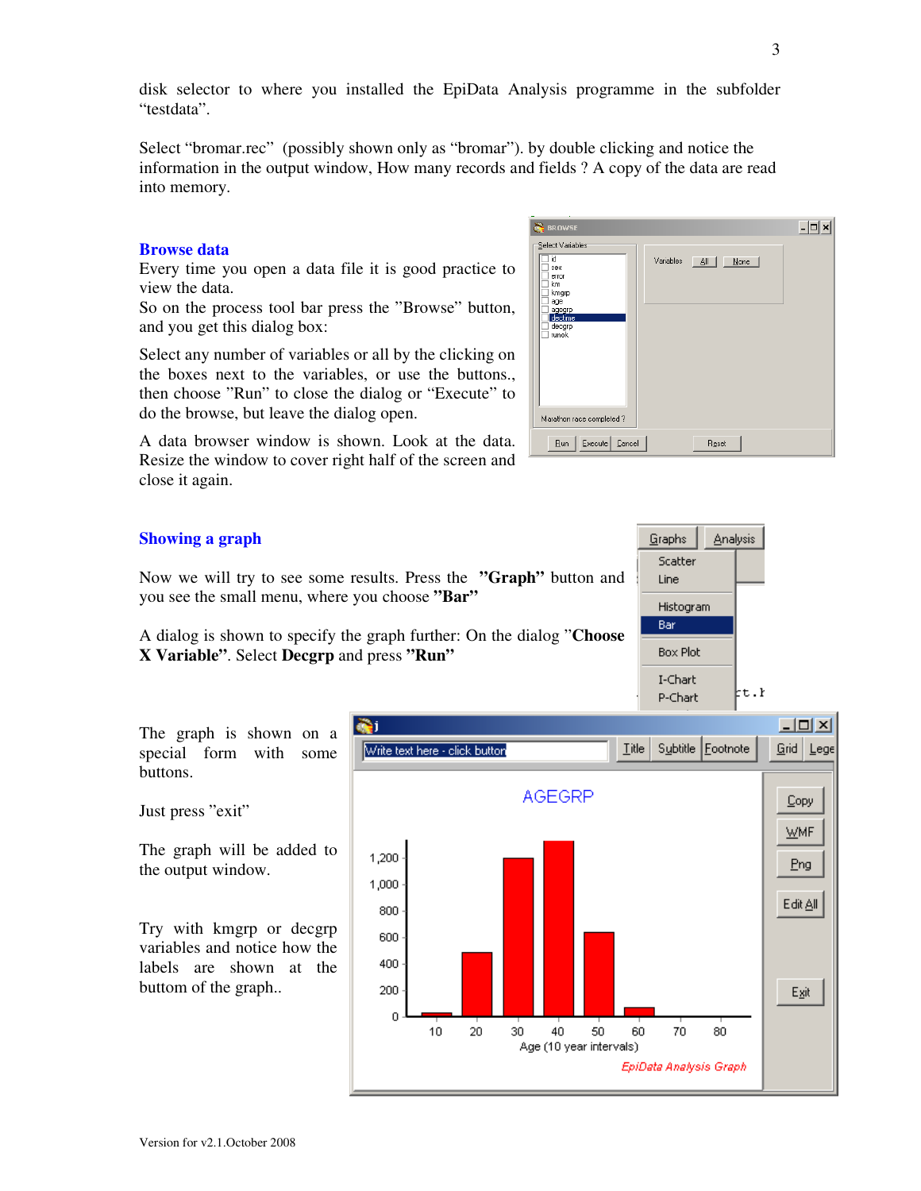disk selector to where you installed the EpiData Analysis programme in the subfolder “testdata”.

Select “bromar.rec” (possibly shown only as “bromar”). by double clicking and notice the information in the output window, How many records and fields ? A copy of the data are read into memory.

## Browse data

Every time you open a data file it is good practice to view the data.
So on the process tool bar press the ”Browse” button, and you get this dialog box:

Select any number of variables or all by the clicking on the boxes next to the variables, or use the buttons., then choose ”Run” to close the dialog or “Execute” to do the browse, but leave the dialog open.

A data browser window is shown. Look at the data. Resize the window to cover right half of the screen and close it again.

## Showing a graph

Now we will try to see some results. Press the **”Graph”** button and you see the small menu, where you choose **”Bar”**

A dialog is shown to specify the graph further: On the dialog ”**Choose X Variable”**. Select **Decgrp** and press **”Run”**

The graph is shown on a special form with some buttons.

Just press ”exit”

The graph will be added to the output window.

Try with kmgrp or decgrp variables and notice how the labels are shown at the buttom of the graph..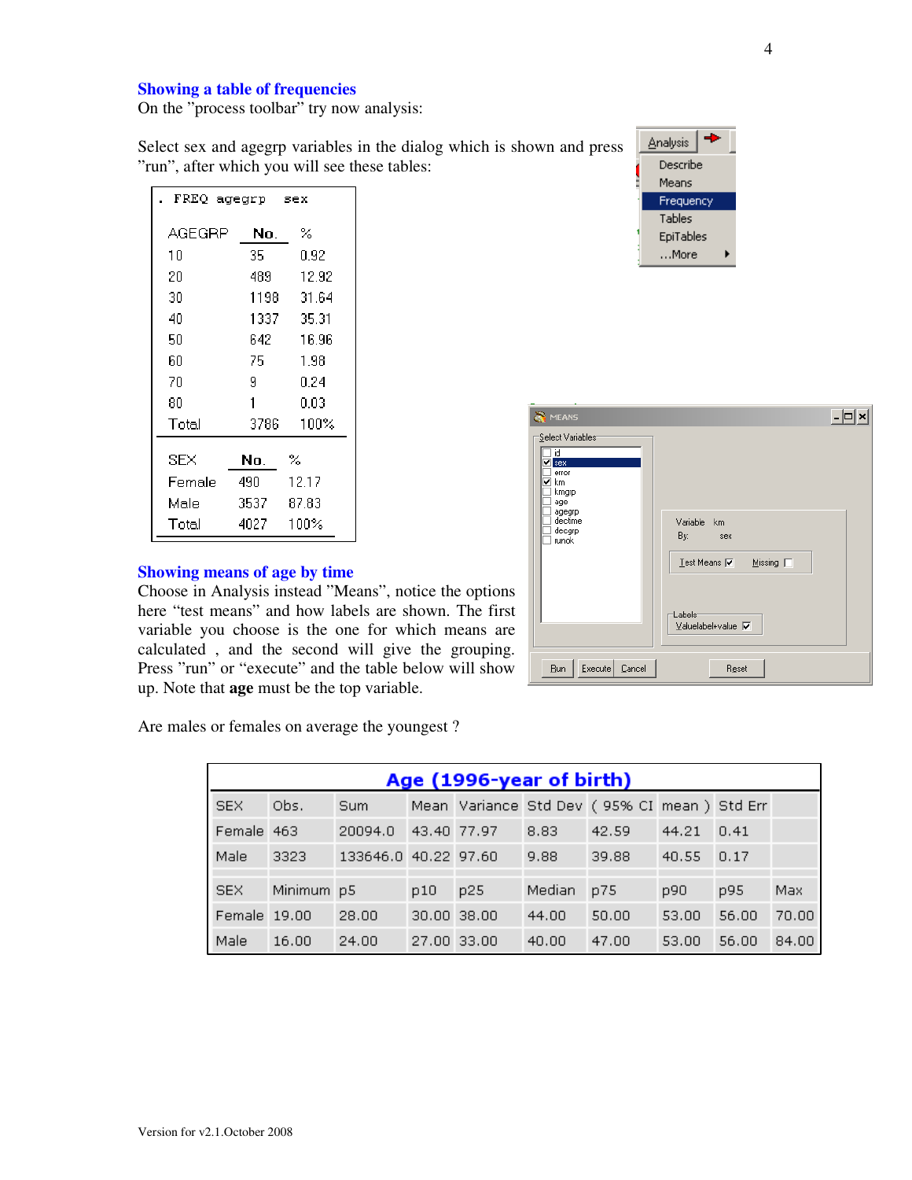## Showing a table of frequencies

On the "process toolbar" try now analysis:

Select sex and agegrp variables in the dialog which is shown and press "run", after which you will see these tables:

```
. FREQ agegrp  sex
```

| AGEGRP | No. | % |
|---|---|---|
| 10 | 35 | 0.92 |
| 20 | 489 | 12.92 |
| 30 | 1198 | 31.64 |
| 40 | 1337 | 35.31 |
| 50 | 642 | 16.96 |
| 60 | 75 | 1.98 |
| 70 | 9 | 0.24 |
| 80 | 1 | 0.03 |
| Total | 3786 | 100% |

| SEX | No. | % |
|---|---|---|
| Female | 490 | 12.17 |
| Male | 3537 | 87.83 |
| Total | 4027 | 100% |

## Showing means of age by time

Choose in Analysis instead "Means", notice the options here "test means" and how labels are shown. The first variable you choose is the one for which means are calculated , and the second will give the grouping. Press "run" or "execute" and the table below will show up. Note that **age** must be the top variable.

Are males or females on average the youngest ?

**Age (1996-year of birth)**

| SEX | Obs. | Sum | Mean | Variance | Std Dev | ( 95% CI | mean ) | Std Err | |
|---|---|---|---|---|---|---|---|---|---|
| Female | 463 | 20094.0 | 43.40 | 77.97 | 8.83 | 42.59 | 44.21 | 0.41 | |
| Male | 3323 | 133646.0 | 40.22 | 97.60 | 9.88 | 39.88 | 40.55 | 0.17 | |
| **SEX** | **Minimum** | **p5** | **p10** | **p25** | **Median** | **p75** | **p90** | **p95** | **Max** |
| Female | 19.00 | 28.00 | 30.00 | 38.00 | 44.00 | 50.00 | 53.00 | 56.00 | 70.00 |
| Male | 16.00 | 24.00 | 27.00 | 33.00 | 40.00 | 47.00 | 53.00 | 56.00 | 84.00 |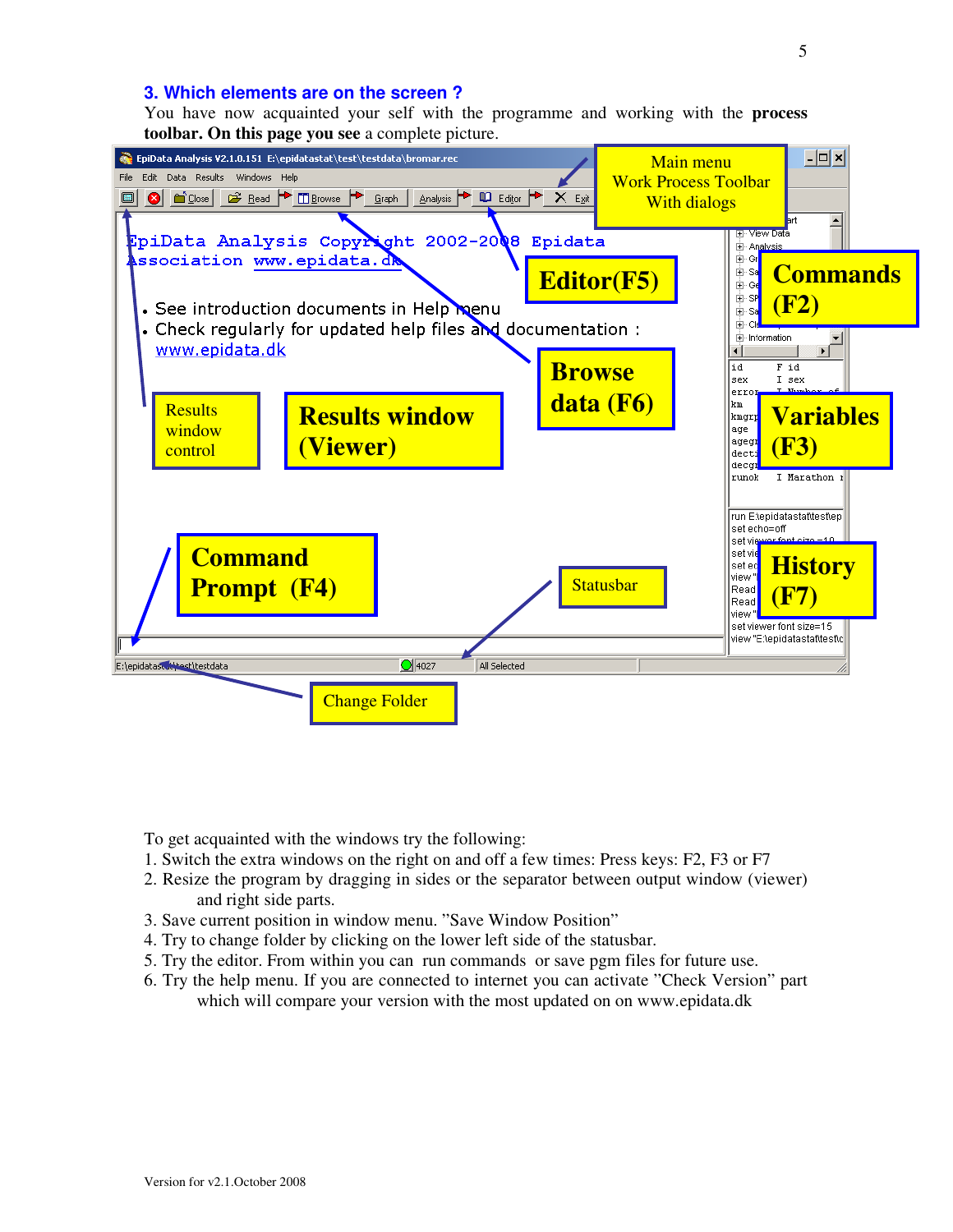## 3. Which elements are on the screen ?

You have now acquainted your self with the programme and working with the **process toolbar. On this page you see** a complete picture.

To get acquainted with the windows try the following:

1. Switch the extra windows on the right on and off a few times: Press keys: F2, F3 or F7
2. Resize the program by dragging in sides or the separator between output window (viewer) and right side parts.
3. Save current position in window menu. "Save Window Position"
4. Try to change folder by clicking on the lower left side of the statusbar.
5. Try the editor. From within you can run commands or save pgm files for future use.
6. Try the help menu. If you are connected to internet you can activate "Check Version" part which will compare your version with the most updated on on www.epidata.dk

Version for v2.1.October 2008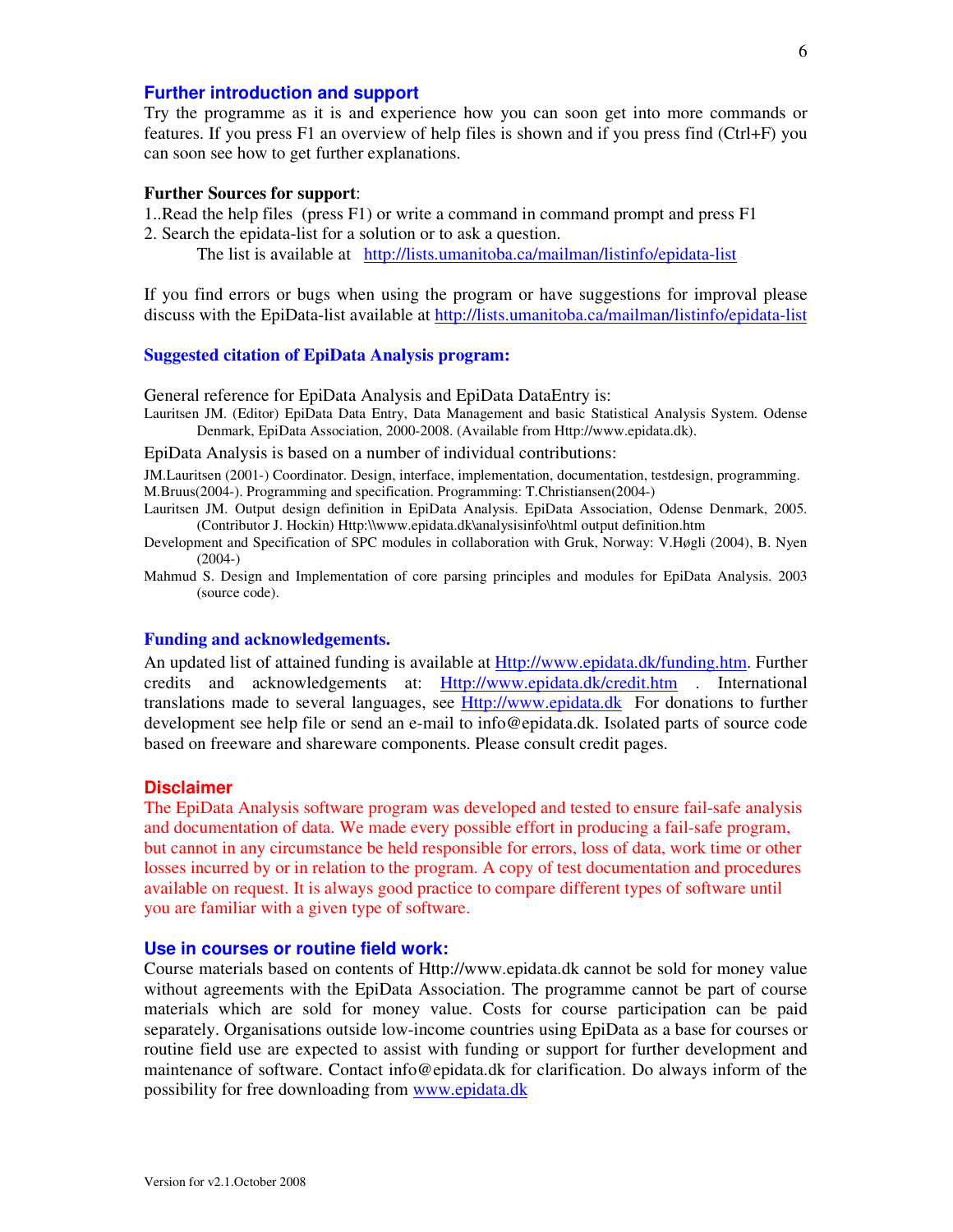## Further introduction and support

Try the programme as it is and experience how you can soon get into more commands or features. If you press F1 an overview of help files is shown and if you press find (Ctrl+F) you can soon see how to get further explanations.

**Further Sources for support**:

1..Read the help files (press F1) or write a command in command prompt and press F1
2. Search the epidata-list for a solution or to ask a question.
   The list is available at http://lists.umanitoba.ca/mailman/listinfo/epidata-list

If you find errors or bugs when using the program or have suggestions for improval please discuss with the EpiData-list available at http://lists.umanitoba.ca/mailman/listinfo/epidata-list

## Suggested citation of EpiData Analysis program:

General reference for EpiData Analysis and EpiData DataEntry is:

Lauritsen JM. (Editor) EpiData Data Entry, Data Management and basic Statistical Analysis System. Odense Denmark, EpiData Association, 2000-2008. (Available from Http://www.epidata.dk).

EpiData Analysis is based on a number of individual contributions:

JM.Lauritsen (2001-) Coordinator. Design, interface, implementation, documentation, testdesign, programming.
M.Bruus(2004-). Programming and specification. Programming: T.Christiansen(2004-)

Lauritsen JM. Output design definition in EpiData Analysis. EpiData Association, Odense Denmark, 2005. (Contributor J. Hockin) Http:\\www.epidata.dk\analysisinfo\html output definition.htm

Development and Specification of SPC modules in collaboration with Gruk, Norway: V.Høgli (2004), B. Nyen (2004-)

Mahmud S. Design and Implementation of core parsing principles and modules for EpiData Analysis. 2003 (source code).

## Funding and acknowledgements.

An updated list of attained funding is available at Http://www.epidata.dk/funding.htm. Further credits and acknowledgements at: Http://www.epidata.dk/credit.htm . International translations made to several languages, see Http://www.epidata.dk For donations to further development see help file or send an e-mail to info@epidata.dk. Isolated parts of source code based on freeware and shareware components. Please consult credit pages.

## Disclaimer

The EpiData Analysis software program was developed and tested to ensure fail-safe analysis and documentation of data. We made every possible effort in producing a fail-safe program, but cannot in any circumstance be held responsible for errors, loss of data, work time or other losses incurred by or in relation to the program. A copy of test documentation and procedures available on request. It is always good practice to compare different types of software until you are familiar with a given type of software.

## Use in courses or routine field work:

Course materials based on contents of Http://www.epidata.dk cannot be sold for money value without agreements with the EpiData Association. The programme cannot be part of course materials which are sold for money value. Costs for course participation can be paid separately. Organisations outside low-income countries using EpiData as a base for courses or routine field use are expected to assist with funding or support for further development and maintenance of software. Contact info@epidata.dk for clarification. Do always inform of the possibility for free downloading from www.epidata.dk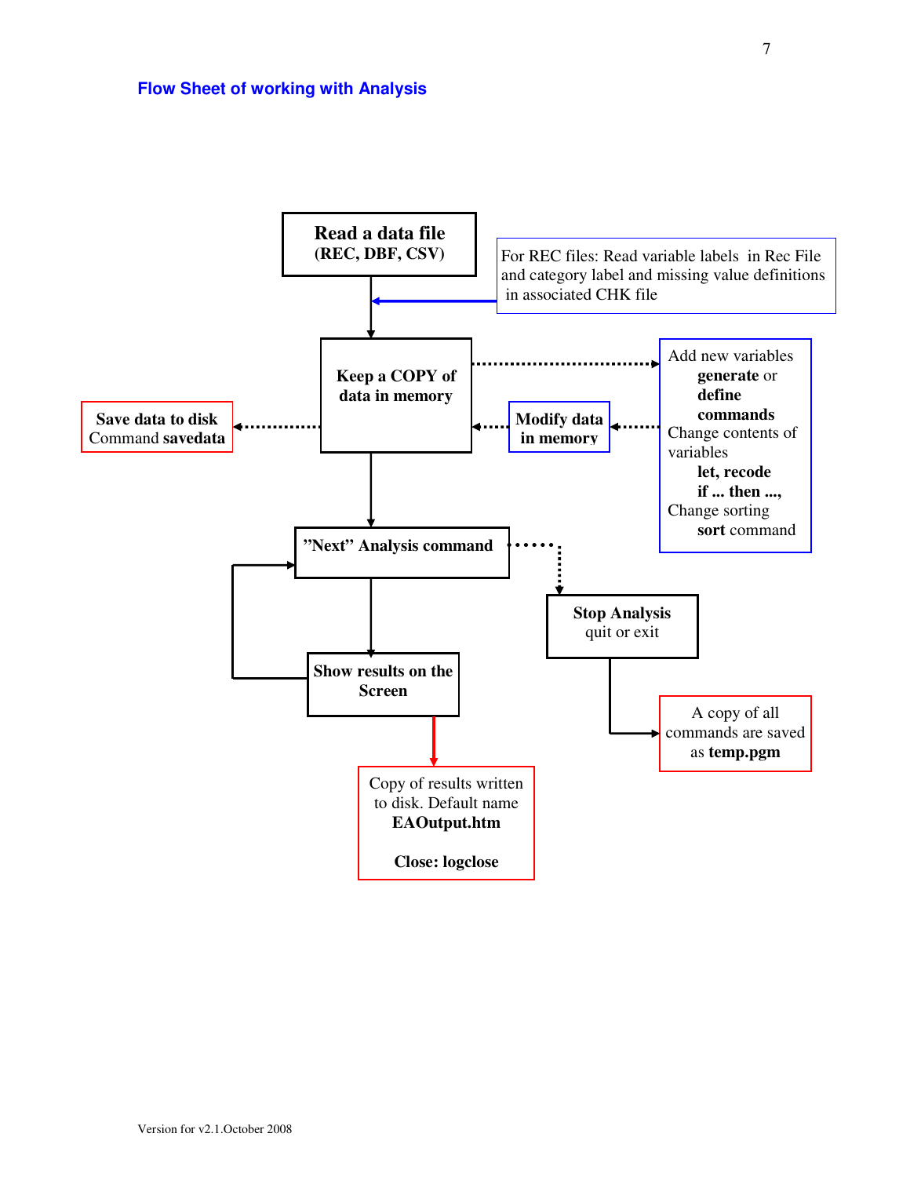## Flow Sheet of working with Analysis

**Read a data file**
**(REC, DBF, CSV)**

For REC files: Read variable labels in Rec File and category label and missing value definitions in associated CHK file

**Keep a COPY of data in memory**

Add new variables
**generate** or
**define**
**commands**
Change contents of variables
**let, recode**
**if ... then ...,**
Change sorting
**sort** command

**Modify data in memory**

**Save data to disk**
Command **savedata**

**"Next" Analysis command**

**Stop Analysis**
quit or exit

**Show results on the Screen**

A copy of all commands are saved as **temp.pgm**

Copy of results written to disk. Default name
**EAOutput.htm**

**Close: logclose**

Version for v2.1.October 2008